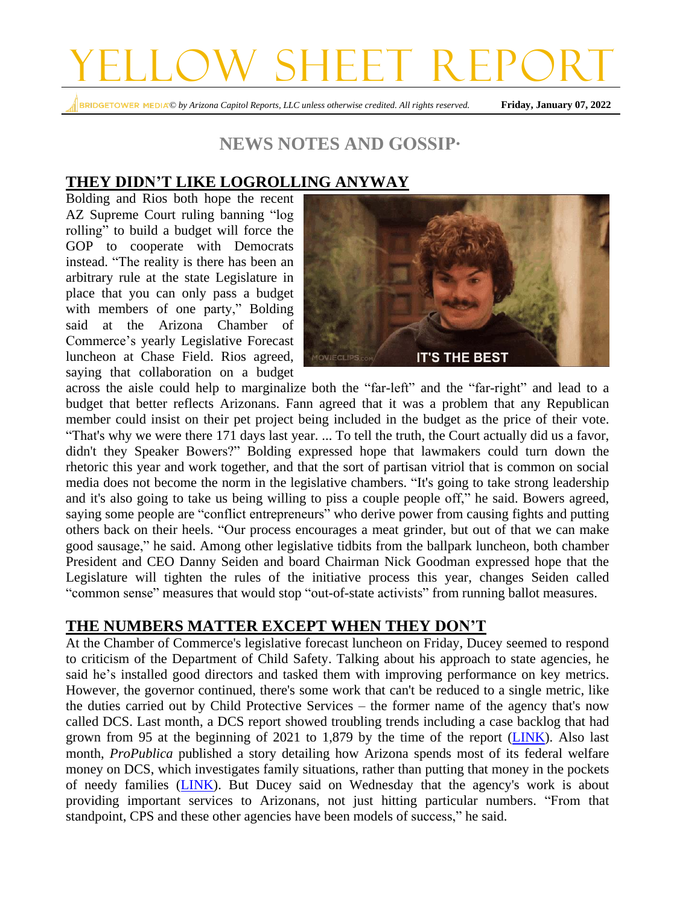# YELLOW SHEET REPORT

*© by Arizona Capitol Reports, LLC unless otherwise credited. All rights reserved.* **Friday, January 07, 2022**

## NEWS NOTES AND GOSSIP·

### THEY DIDN'T LIKE LOGROLLING ANYWAY

Bolding and Rios both hope the recent AZ Supreme Court ruling banning "log rolling" to build a budget will force the GOP to cooperate with Democrats instead. "The reality is there has been an arbitrary rule at the state Legislature in place that you can only pass a budget with members of one party," Bolding said at the Arizona Chamber of Commerce's yearly Legislative Forecast luncheon at Chase Field. Rios agreed, saying that collaboration on a budget across the aisle could help to marginalize both the "far-left" and the "far-right" and lead to a budget that better reflects Arizonans. Fann agreed that it was a problem that any Republican member could insist on their pet project being included in the budget as the price of their vote. "That's why we were there 171 days last year. ... To tell the truth, the Court actually did us a favor, didn't they Speaker Bowers?" Bolding expressed hope that lawmakers could turn down the rhetoric this year and work together, and that the sort of partisan vitriol that is common on social media does not become the norm in the legislative chambers. "It's going to take strong leadership and it's also going to take us being willing to piss a couple people off," he said. Bowers agreed, saying some people are "conflict entrepreneurs" who derive power from causing fights and putting others back on their heels. "Our process encourages a meat grinder, but out of that we can make good sausage," he said. Among other legislative tidbits from the ballpark luncheon, both chamber President and CEO Danny Seiden and board Chairman Nick Goodman expressed hope that the Legislature will tighten the rules of the initiative process this year, changes Seiden called "common sense" measures that would stop "out-of-state activists" from running ballot measures.

### THE NUMBERS MATTER EXCEPT WHEN THEY DON'T

At the Chamber of Commerce's legislative forecast luncheon on Friday, Ducey seemed to respond to criticism of the Department of Child Safety. Talking about his approach to state agencies, he said he's installed good directors and tasked them with improving performance on key metrics. However, the governor continued, there's some work that can't be reduced to a single metric, like the duties carried out by Child Protective Services – the former name of the agency that's now called DCS. Last month, a DCS report showed troubling trends including a case backlog that had grown from 95 at the beginning of 2021 to 1,879 by the time of the report (LINK). Also last month, *ProPublica* published a story detailing how Arizona spends most of its federal welfare money on DCS, which investigates family situations, rather than putting that money in the pockets of needy families (LINK). But Ducey said on Wednesday that the agency's work is about providing important services to Arizonans, not just hitting particular numbers. "From that standpoint, CPS and these other agencies have been models of success," he said.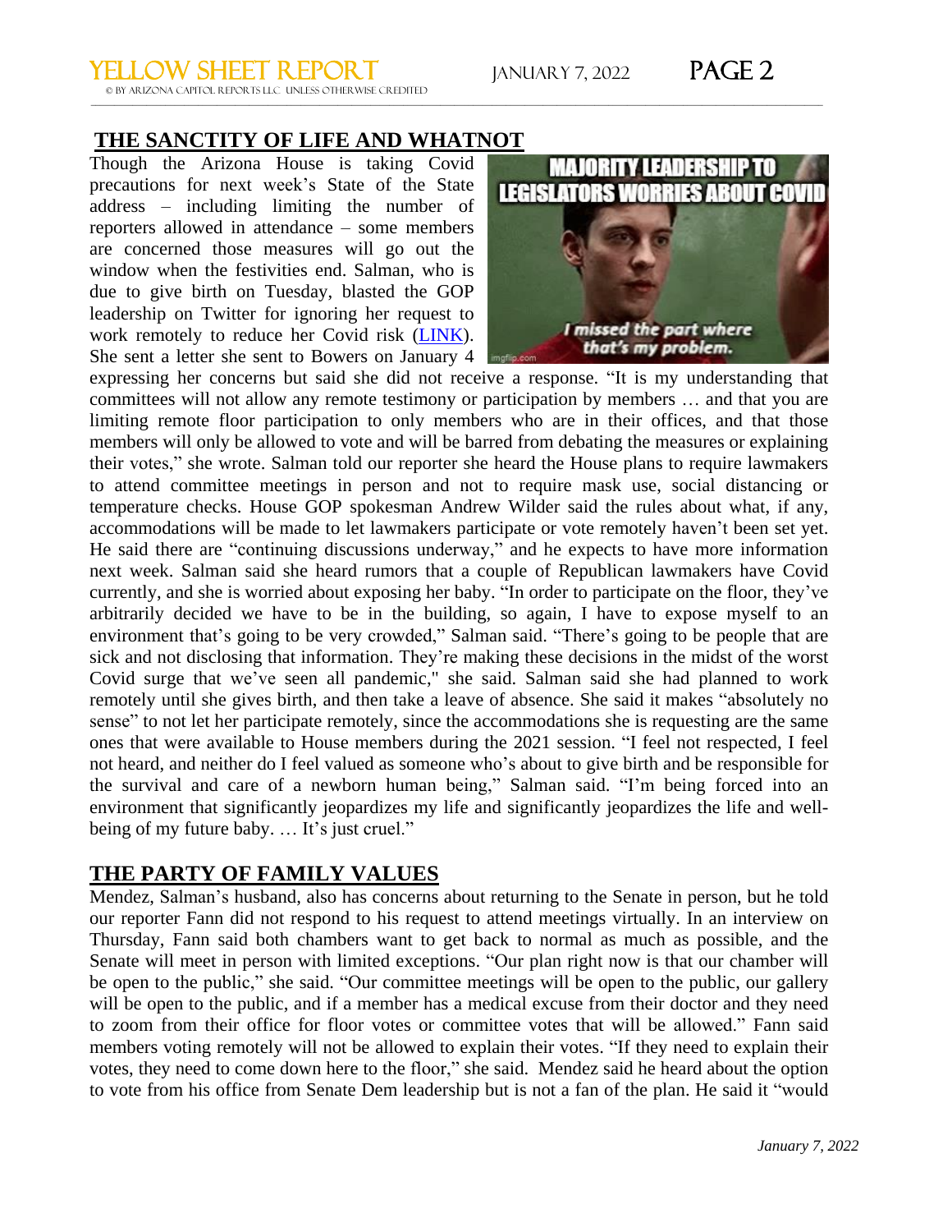## THE SANCTITY OF LIFE AND WHATNOT

Though the Arizona House is taking Covid precautions for next week's State of the State address – including limiting the number of reporters allowed in attendance – some members are concerned those measures will go out the window when the festivities end. Salman, who is due to give birth on Tuesday, blasted the GOP leadership on Twitter for ignoring her request to work remotely to reduce her Covid risk (LINK). She sent a letter she sent to Bowers on January 4 expressing her concerns but said she did not receive a response. "It is my understanding that committees will not allow any remote testimony or participation by members … and that you are limiting remote floor participation to only members who are in their offices, and that those members will only be allowed to vote and will be barred from debating the measures or explaining their votes," she wrote. Salman told our reporter she heard the House plans to require lawmakers to attend committee meetings in person and not to require mask use, social distancing or temperature checks. House GOP spokesman Andrew Wilder said the rules about what, if any, accommodations will be made to let lawmakers participate or vote remotely haven't been set yet. He said there are "continuing discussions underway," and he expects to have more information next week. Salman said she heard rumors that a couple of Republican lawmakers have Covid currently, and she is worried about exposing her baby. "In order to participate on the floor, they've arbitrarily decided we have to be in the building, so again, I have to expose myself to an environment that's going to be very crowded," Salman said. "There's going to be people that are sick and not disclosing that information. They're making these decisions in the midst of the worst Covid surge that we've seen all pandemic," she said. Salman said she had planned to work remotely until she gives birth, and then take a leave of absence. She said it makes "absolutely no sense" to not let her participate remotely, since the accommodations she is requesting are the same ones that were available to House members during the 2021 session. "I feel not respected, I feel not heard, and neither do I feel valued as someone who's about to give birth and be responsible for the survival and care of a newborn human being," Salman said. "I'm being forced into an environment that significantly jeopardizes my life and significantly jeopardizes the life and well-being of my future baby. … It's just cruel."

## THE PARTY OF FAMILY VALUES

Mendez, Salman's husband, also has concerns about returning to the Senate in person, but he told our reporter Fann did not respond to his request to attend meetings virtually. In an interview on Thursday, Fann said both chambers want to get back to normal as much as possible, and the Senate will meet in person with limited exceptions. "Our plan right now is that our chamber will be open to the public," she said. "Our committee meetings will be open to the public, our gallery will be open to the public, and if a member has a medical excuse from their doctor and they need to zoom from their office for floor votes or committee votes that will be allowed." Fann said members voting remotely will not be allowed to explain their votes. "If they need to explain their votes, they need to come down here to the floor," she said. Mendez said he heard about the option to vote from his office from Senate Dem leadership but is not a fan of the plan. He said it "would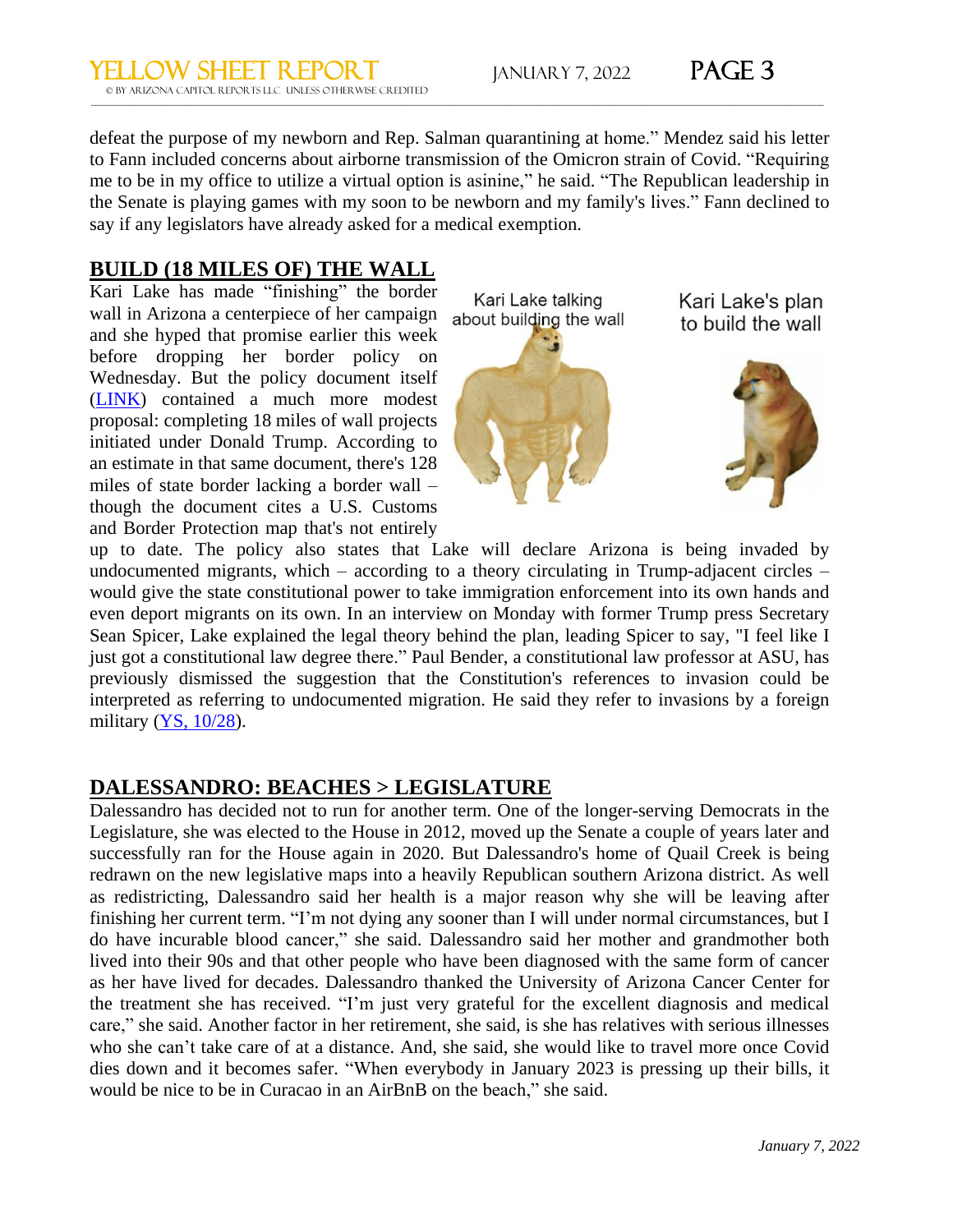defeat the purpose of my newborn and Rep. Salman quarantining at home." Mendez said his letter to Fann included concerns about airborne transmission of the Omicron strain of Covid. "Requiring me to be in my office to utilize a virtual option is asinine," he said. "The Republican leadership in the Senate is playing games with my soon to be newborn and my family's lives." Fann declined to say if any legislators have already asked for a medical exemption.

## BUILD (18 MILES OF) THE WALL

Kari Lake has made "finishing" the border wall in Arizona a centerpiece of her campaign and she hyped that promise earlier this week before dropping her border policy on Wednesday. But the policy document itself (LINK) contained a much more modest proposal: completing 18 miles of wall projects initiated under Donald Trump. According to an estimate in that same document, there's 128 miles of state border lacking a border wall – though the document cites a U.S. Customs and Border Protection map that's not entirely up to date. The policy also states that Lake will declare Arizona is being invaded by undocumented migrants, which – according to a theory circulating in Trump-adjacent circles – would give the state constitutional power to take immigration enforcement into its own hands and even deport migrants on its own. In an interview on Monday with former Trump press Secretary Sean Spicer, Lake explained the legal theory behind the plan, leading Spicer to say, "I feel like I just got a constitutional law degree there." Paul Bender, a constitutional law professor at ASU, has previously dismissed the suggestion that the Constitution's references to invasion could be interpreted as referring to undocumented migration. He said they refer to invasions by a foreign military (YS, 10/28).

Kari Lake talking about building the wall

Kari Lake's plan to build the wall

## DALESSANDRO: BEACHES > LEGISLATURE

Dalessandro has decided not to run for another term. One of the longer-serving Democrats in the Legislature, she was elected to the House in 2012, moved up the Senate a couple of years later and successfully ran for the House again in 2020. But Dalessandro's home of Quail Creek is being redrawn on the new legislative maps into a heavily Republican southern Arizona district. As well as redistricting, Dalessandro said her health is a major reason why she will be leaving after finishing her current term. "I'm not dying any sooner than I will under normal circumstances, but I do have incurable blood cancer," she said. Dalessandro said her mother and grandmother both lived into their 90s and that other people who have been diagnosed with the same form of cancer as her have lived for decades. Dalessandro thanked the University of Arizona Cancer Center for the treatment she has received. "I'm just very grateful for the excellent diagnosis and medical care," she said. Another factor in her retirement, she said, is she has relatives with serious illnesses who she can't take care of at a distance. And, she said, she would like to travel more once Covid dies down and it becomes safer. "When everybody in January 2023 is pressing up their bills, it would be nice to be in Curacao in an AirBnB on the beach," she said.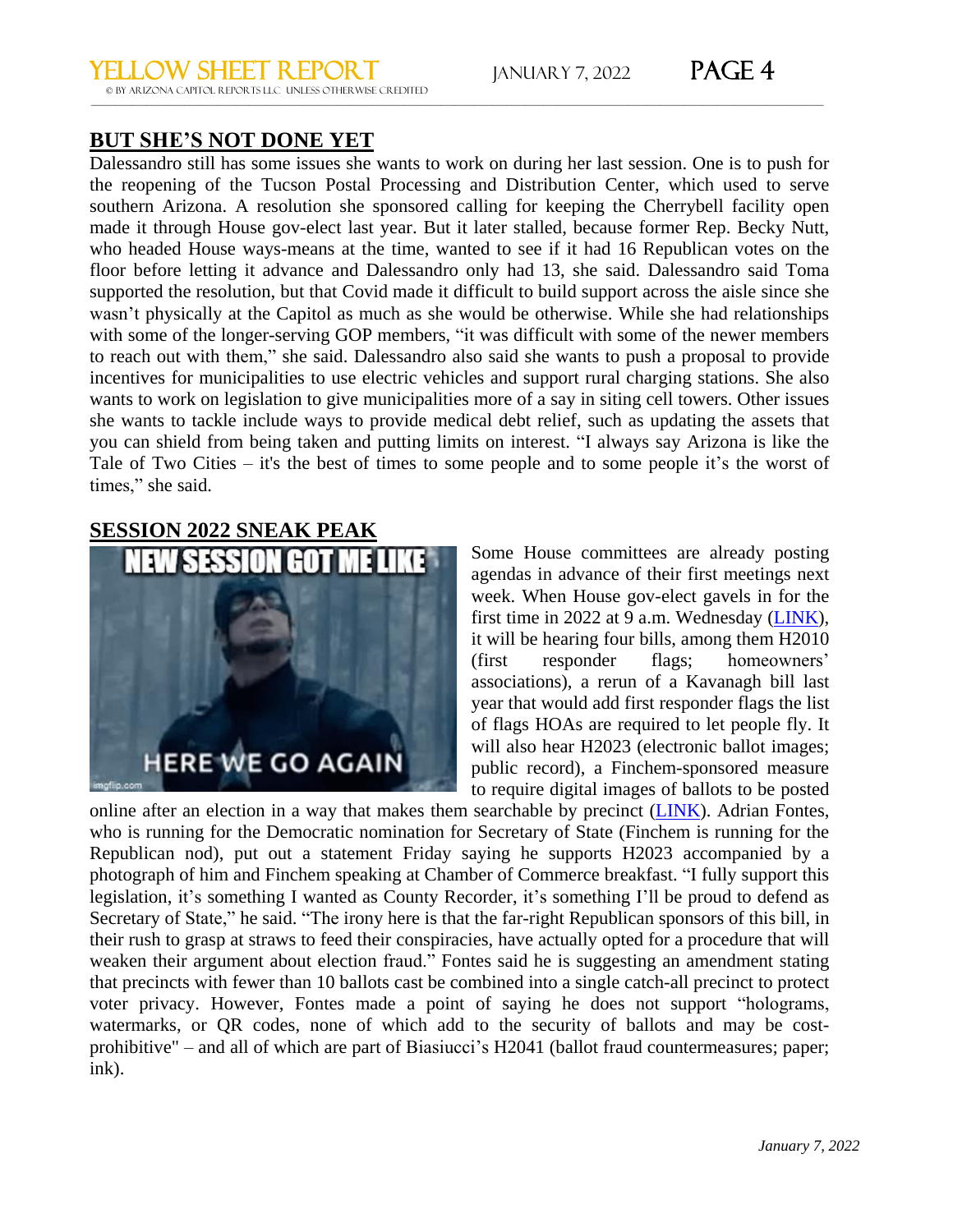## BUT SHE'S NOT DONE YET

Dalessandro still has some issues she wants to work on during her last session. One is to push for the reopening of the Tucson Postal Processing and Distribution Center, which used to serve southern Arizona. A resolution she sponsored calling for keeping the Cherrybell facility open made it through House gov-elect last year. But it later stalled, because former Rep. Becky Nutt, who headed House ways-means at the time, wanted to see if it had 16 Republican votes on the floor before letting it advance and Dalessandro only had 13, she said. Dalessandro said Toma supported the resolution, but that Covid made it difficult to build support across the aisle since she wasn't physically at the Capitol as much as she would be otherwise. While she had relationships with some of the longer-serving GOP members, "it was difficult with some of the newer members to reach out with them," she said. Dalessandro also said she wants to push a proposal to provide incentives for municipalities to use electric vehicles and support rural charging stations. She also wants to work on legislation to give municipalities more of a say in siting cell towers. Other issues she wants to tackle include ways to provide medical debt relief, such as updating the assets that you can shield from being taken and putting limits on interest. "I always say Arizona is like the Tale of Two Cities – it's the best of times to some people and to some people it's the worst of times," she said.

## SESSION 2022 SNEAK PEAK

Some House committees are already posting agendas in advance of their first meetings next week. When House gov-elect gavels in for the first time in 2022 at 9 a.m. Wednesday (LINK), it will be hearing four bills, among them H2010 (first responder flags; homeowners' associations), a rerun of a Kavanagh bill last year that would add first responder flags the list of flags HOAs are required to let people fly. It will also hear H2023 (electronic ballot images; public record), a Finchem-sponsored measure to require digital images of ballots to be posted online after an election in a way that makes them searchable by precinct (LINK). Adrian Fontes, who is running for the Democratic nomination for Secretary of State (Finchem is running for the Republican nod), put out a statement Friday saying he supports H2023 accompanied by a photograph of him and Finchem speaking at Chamber of Commerce breakfast. "I fully support this legislation, it's something I wanted as County Recorder, it's something I'll be proud to defend as Secretary of State," he said. "The irony here is that the far-right Republican sponsors of this bill, in their rush to grasp at straws to feed their conspiracies, have actually opted for a procedure that will weaken their argument about election fraud." Fontes said he is suggesting an amendment stating that precincts with fewer than 10 ballots cast be combined into a single catch-all precinct to protect voter privacy. However, Fontes made a point of saying he does not support "holograms, watermarks, or QR codes, none of which add to the security of ballots and may be cost-prohibitive" – and all of which are part of Biasiucci's H2041 (ballot fraud countermeasures; paper; ink).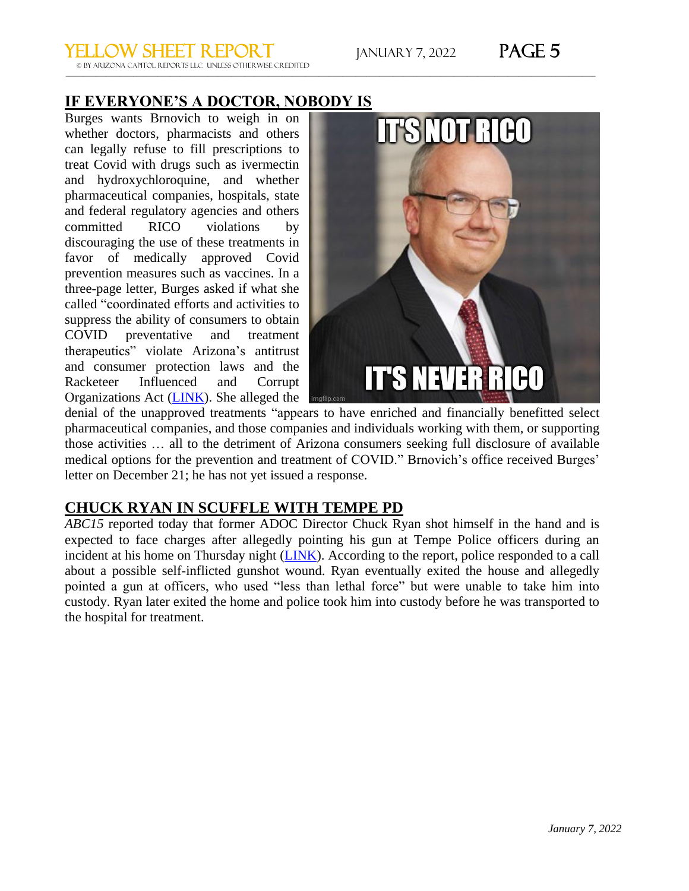## IF EVERYONE'S A DOCTOR, NOBODY IS

Burges wants Brnovich to weigh in on whether doctors, pharmacists and others can legally refuse to fill prescriptions to treat Covid with drugs such as ivermectin and hydroxychloroquine, and whether pharmaceutical companies, hospitals, state and federal regulatory agencies and others committed RICO violations by discouraging the use of these treatments in favor of medically approved Covid prevention measures such as vaccines. In a three-page letter, Burges asked if what she called "coordinated efforts and activities to suppress the ability of consumers to obtain COVID preventative and treatment therapeutics" violate Arizona's antitrust and consumer protection laws and the Racketeer Influenced and Corrupt Organizations Act ([LINK]). She alleged the denial of the unapproved treatments "appears to have enriched and financially benefitted select pharmaceutical companies, and those companies and individuals working with them, or supporting those activities … all to the detriment of Arizona consumers seeking full disclosure of available medical options for the prevention and treatment of COVID." Brnovich's office received Burges' letter on December 21; he has not yet issued a response.

## CHUCK RYAN IN SCUFFLE WITH TEMPE PD

*ABC15* reported today that former ADOC Director Chuck Ryan shot himself in the hand and is expected to face charges after allegedly pointing his gun at Tempe Police officers during an incident at his home on Thursday night ([LINK]). According to the report, police responded to a call about a possible self-inflicted gunshot wound. Ryan eventually exited the house and allegedly pointed a gun at officers, who used "less than lethal force" but were unable to take him into custody. Ryan later exited the home and police took him into custody before he was transported to the hospital for treatment.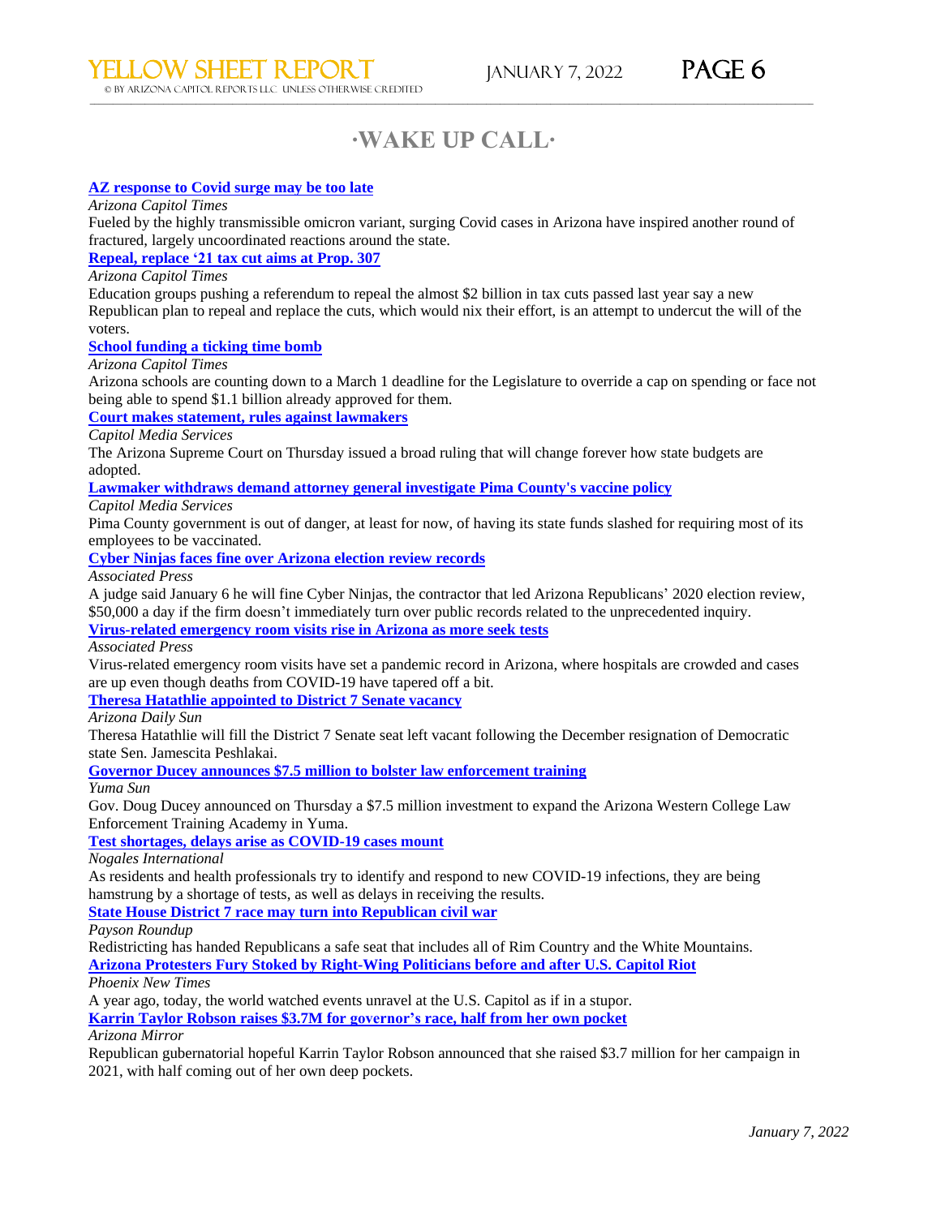# ·WAKE UP CALL·

**AZ response to Covid surge may be too late**

*Arizona Capitol Times*

Fueled by the highly transmissible omicron variant, surging Covid cases in Arizona have inspired another round of fractured, largely uncoordinated reactions around the state.

**Repeal, replace '21 tax cut aims at Prop. 307**

*Arizona Capitol Times*

Education groups pushing a referendum to repeal the almost $2 billion in tax cuts passed last year say a new Republican plan to repeal and replace the cuts, which would nix their effort, is an attempt to undercut the will of the voters.

**School funding a ticking time bomb**

*Arizona Capitol Times*

Arizona schools are counting down to a March 1 deadline for the Legislature to override a cap on spending or face not being able to spend $1.1 billion already approved for them.

**Court makes statement, rules against lawmakers**

*Capitol Media Services*

The Arizona Supreme Court on Thursday issued a broad ruling that will change forever how state budgets are adopted.

**Lawmaker withdraws demand attorney general investigate Pima County's vaccine policy**

*Capitol Media Services*

Pima County government is out of danger, at least for now, of having its state funds slashed for requiring most of its employees to be vaccinated.

**Cyber Ninjas faces fine over Arizona election review records**

*Associated Press*

A judge said January 6 he will fine Cyber Ninjas, the contractor that led Arizona Republicans' 2020 election review, $50,000 a day if the firm doesn't immediately turn over public records related to the unprecedented inquiry.

**Virus-related emergency room visits rise in Arizona as more seek tests**

*Associated Press*

Virus-related emergency room visits have set a pandemic record in Arizona, where hospitals are crowded and cases are up even though deaths from COVID-19 have tapered off a bit.

**Theresa Hatathlie appointed to District 7 Senate vacancy**

*Arizona Daily Sun*

Theresa Hatathlie will fill the District 7 Senate seat left vacant following the December resignation of Democratic state Sen. Jamescita Peshlakai.

**Governor Ducey announces $7.5 million to bolster law enforcement training**

*Yuma Sun*

Gov. Doug Ducey announced on Thursday a $7.5 million investment to expand the Arizona Western College Law Enforcement Training Academy in Yuma.

**Test shortages, delays arise as COVID-19 cases mount**

*Nogales International*

As residents and health professionals try to identify and respond to new COVID-19 infections, they are being hamstrung by a shortage of tests, as well as delays in receiving the results.

**State House District 7 race may turn into Republican civil war**

*Payson Roundup*

Redistricting has handed Republicans a safe seat that includes all of Rim Country and the White Mountains.

**Arizona Protesters Fury Stoked by Right-Wing Politicians before and after U.S. Capitol Riot**

*Phoenix New Times*

A year ago, today, the world watched events unravel at the U.S. Capitol as if in a stupor.

**Karrin Taylor Robson raises $3.7M for governor's race, half from her own pocket**

*Arizona Mirror*

Republican gubernatorial hopeful Karrin Taylor Robson announced that she raised $3.7 million for her campaign in 2021, with half coming out of her own deep pockets.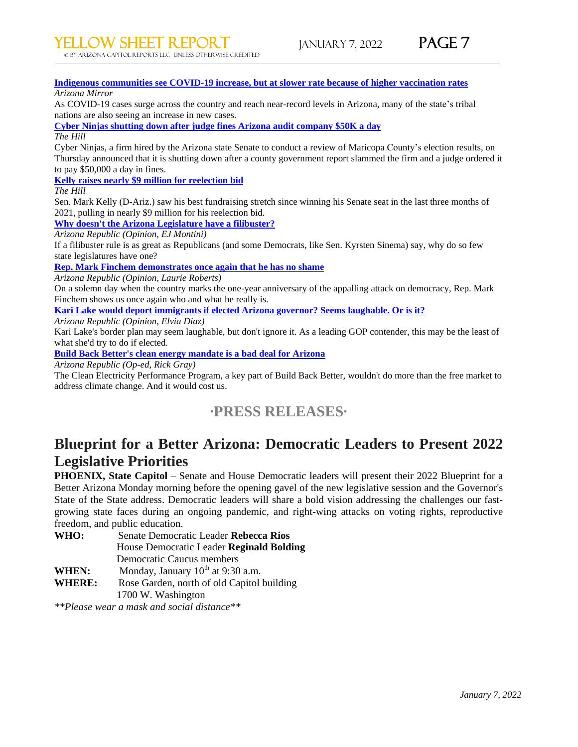**[Indigenous communities see COVID-19 increase, but at slower rate because of higher vaccination rates]()**

*Arizona Mirror*

As COVID-19 cases surge across the country and reach near-record levels in Arizona, many of the state's tribal nations are also seeing an increase in new cases.

**[Cyber Ninjas shutting down after judge fines Arizona audit company $50K a day]()**

*The Hill*

Cyber Ninjas, a firm hired by the Arizona state Senate to conduct a review of Maricopa County's election results, on Thursday announced that it is shutting down after a county government report slammed the firm and a judge ordered it to pay $50,000 a day in fines.

**[Kelly raises nearly $9 million for reelection bid]()**

*The Hill*

Sen. Mark Kelly (D-Ariz.) saw his best fundraising stretch since winning his Senate seat in the last three months of 2021, pulling in nearly $9 million for his reelection bid.

**[Why doesn't the Arizona Legislature have a filibuster?]()**

*Arizona Republic (Opinion, EJ Montini)*

If a filibuster rule is as great as Republicans (and some Democrats, like Sen. Kyrsten Sinema) say, why do so few state legislatures have one?

**[Rep. Mark Finchem demonstrates once again that he has no shame]()**

*Arizona Republic (Opinion, Laurie Roberts)*

On a solemn day when the country marks the one-year anniversary of the appalling attack on democracy, Rep. Mark Finchem shows us once again who and what he really is.

**[Kari Lake would deport immigrants if elected Arizona governor? Seems laughable. Or is it?]()**

*Arizona Republic (Opinion, Elvia Diaz)*

Kari Lake's border plan may seem laughable, but don't ignore it. As a leading GOP contender, this may be the least of what she'd try to do if elected.

**[Build Back Better's clean energy mandate is a bad deal for Arizona]()**

*Arizona Republic (Op-ed, Rick Gray)*

The Clean Electricity Performance Program, a key part of Build Back Better, wouldn't do more than the free market to address climate change. And it would cost us.

## ·PRESS RELEASES·

# Blueprint for a Better Arizona: Democratic Leaders to Present 2022 Legislative Priorities

**PHOENIX, State Capitol** – Senate and House Democratic leaders will present their 2022 Blueprint for a Better Arizona Monday morning before the opening gavel of the new legislative session and the Governor's State of the State address. Democratic leaders will share a bold vision addressing the challenges our fast-growing state faces during an ongoing pandemic, and right-wing attacks on voting rights, reproductive freedom, and public education.

**WHO:** Senate Democratic Leader **Rebecca Rios**
House Democratic Leader **Reginald Bolding**
Democratic Caucus members

**WHEN:** Monday, January 10th at 9:30 a.m.

**WHERE:** Rose Garden, north of old Capitol building
1700 W. Washington

*\*\*Please wear a mask and social distance\*\**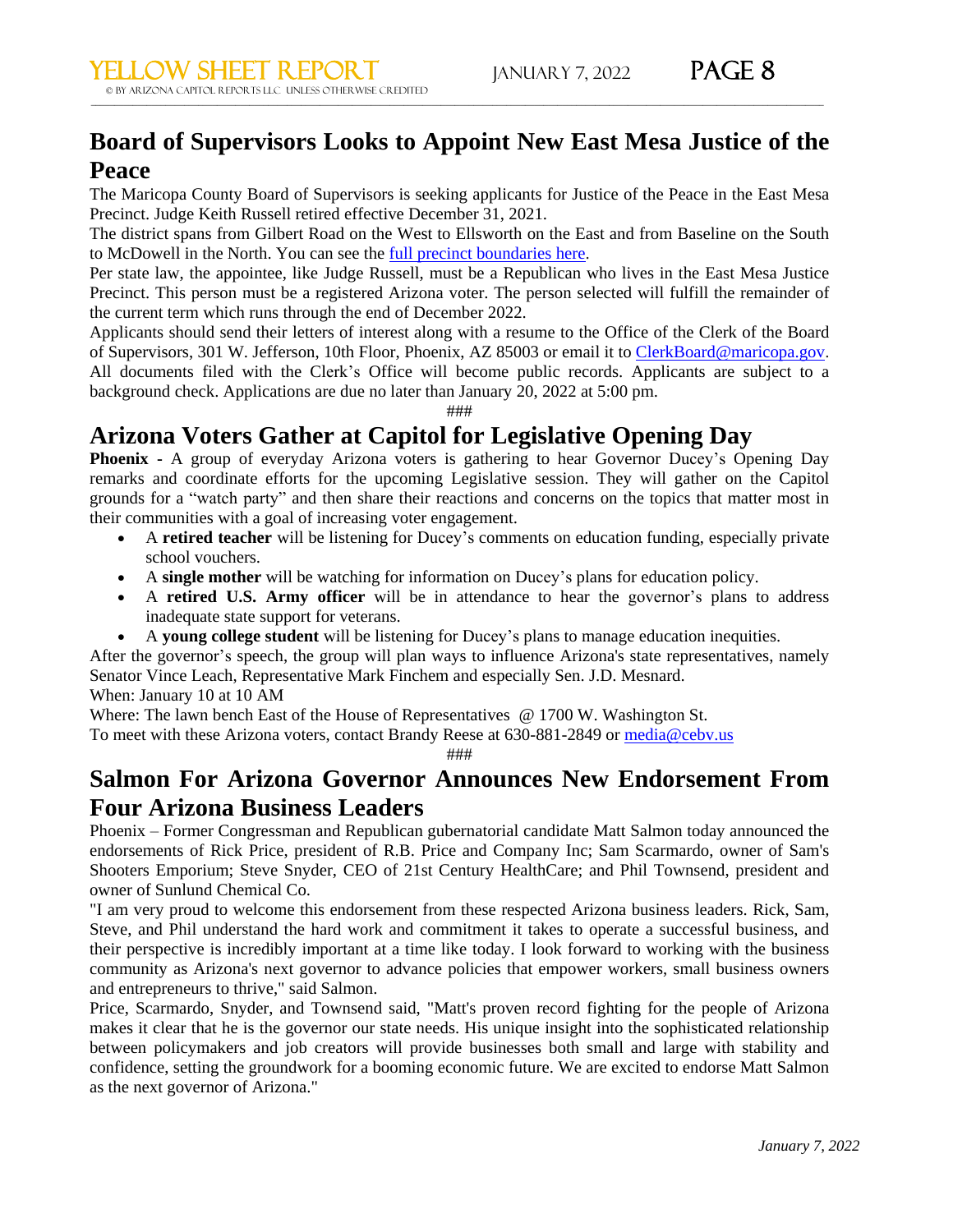## Board of Supervisors Looks to Appoint New East Mesa Justice of the Peace

The Maricopa County Board of Supervisors is seeking applicants for Justice of the Peace in the East Mesa Precinct. Judge Keith Russell retired effective December 31, 2021.

The district spans from Gilbert Road on the West to Ellsworth on the East and from Baseline on the South to McDowell in the North. You can see the full precinct boundaries here.

Per state law, the appointee, like Judge Russell, must be a Republican who lives in the East Mesa Justice Precinct. This person must be a registered Arizona voter. The person selected will fulfill the remainder of the current term which runs through the end of December 2022.

Applicants should send their letters of interest along with a resume to the Office of the Clerk of the Board of Supervisors, 301 W. Jefferson, 10th Floor, Phoenix, AZ 85003 or email it to ClerkBoard@maricopa.gov. All documents filed with the Clerk's Office will become public records. Applicants are subject to a background check. Applications are due no later than January 20, 2022 at 5:00 pm.

###

## Arizona Voters Gather at Capitol for Legislative Opening Day

**Phoenix -** A group of everyday Arizona voters is gathering to hear Governor Ducey's Opening Day remarks and coordinate efforts for the upcoming Legislative session. They will gather on the Capitol grounds for a "watch party" and then share their reactions and concerns on the topics that matter most in their communities with a goal of increasing voter engagement.

- A **retired teacher** will be listening for Ducey's comments on education funding, especially private school vouchers.
- A **single mother** will be watching for information on Ducey's plans for education policy.
- A **retired U.S. Army officer** will be in attendance to hear the governor's plans to address inadequate state support for veterans.
- A **young college student** will be listening for Ducey's plans to manage education inequities.

After the governor's speech, the group will plan ways to influence Arizona's state representatives, namely Senator Vince Leach, Representative Mark Finchem and especially Sen. J.D. Mesnard.

When: January 10 at 10 AM

Where: The lawn bench East of the House of Representatives @ 1700 W. Washington St.

To meet with these Arizona voters, contact Brandy Reese at 630-881-2849 or media@cebv.us

###

## Salmon For Arizona Governor Announces New Endorsement From Four Arizona Business Leaders

Phoenix – Former Congressman and Republican gubernatorial candidate Matt Salmon today announced the endorsements of Rick Price, president of R.B. Price and Company Inc; Sam Scarmardo, owner of Sam's Shooters Emporium; Steve Snyder, CEO of 21st Century HealthCare; and Phil Townsend, president and owner of Sunlund Chemical Co.

"I am very proud to welcome this endorsement from these respected Arizona business leaders. Rick, Sam, Steve, and Phil understand the hard work and commitment it takes to operate a successful business, and their perspective is incredibly important at a time like today. I look forward to working with the business community as Arizona's next governor to advance policies that empower workers, small business owners and entrepreneurs to thrive," said Salmon.

Price, Scarmardo, Snyder, and Townsend said, "Matt's proven record fighting for the people of Arizona makes it clear that he is the governor our state needs. His unique insight into the sophisticated relationship between policymakers and job creators will provide businesses both small and large with stability and confidence, setting the groundwork for a booming economic future. We are excited to endorse Matt Salmon as the next governor of Arizona."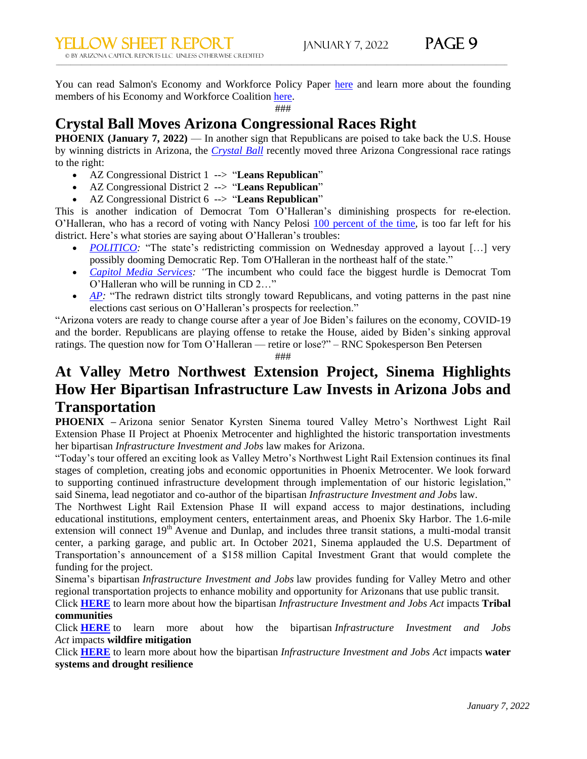You can read Salmon's Economy and Workforce Policy Paper here and learn more about the founding members of his Economy and Workforce Coalition here.

###

## Crystal Ball Moves Arizona Congressional Races Right

**PHOENIX (January 7, 2022)** — In another sign that Republicans are poised to take back the U.S. House by winning districts in Arizona, the *Crystal Ball* recently moved three Arizona Congressional race ratings to the right:

- AZ Congressional District 1 --> "**Leans Republican**"
- AZ Congressional District 2 --> "**Leans Republican**"
- AZ Congressional District 6 --> "**Leans Republican**"

This is another indication of Democrat Tom O'Halleran's diminishing prospects for re-election. O'Halleran, who has a record of voting with Nancy Pelosi 100 percent of the time, is too far left for his district. Here's what stories are saying about O'Halleran's troubles:

- *POLITICO:* "The state's redistricting commission on Wednesday approved a layout […] very possibly dooming Democratic Rep. Tom O'Halleran in the northeast half of the state."
- *Capitol Media Services: "*The incumbent who could face the biggest hurdle is Democrat Tom O'Halleran who will be running in CD 2…"
- *AP:* "The redrawn district tilts strongly toward Republicans, and voting patterns in the past nine elections cast serious on O'Halleran's prospects for reelection."

"Arizona voters are ready to change course after a year of Joe Biden's failures on the economy, COVID-19 and the border. Republicans are playing offense to retake the House, aided by Biden's sinking approval ratings. The question now for Tom O'Halleran — retire or lose?" – RNC Spokesperson Ben Petersen

###

## At Valley Metro Northwest Extension Project, Sinema Highlights How Her Bipartisan Infrastructure Law Invests in Arizona Jobs and Transportation

**PHOENIX –** Arizona senior Senator Kyrsten Sinema toured Valley Metro's Northwest Light Rail Extension Phase II Project at Phoenix Metrocenter and highlighted the historic transportation investments her bipartisan *Infrastructure Investment and Jobs* law makes for Arizona.

"Today's tour offered an exciting look as Valley Metro's Northwest Light Rail Extension continues its final stages of completion, creating jobs and economic opportunities in Phoenix Metrocenter. We look forward to supporting continued infrastructure development through implementation of our historic legislation," said Sinema, lead negotiator and co-author of the bipartisan *Infrastructure Investment and Jobs* law.

The Northwest Light Rail Extension Phase II will expand access to major destinations, including educational institutions, employment centers, entertainment areas, and Phoenix Sky Harbor. The 1.6-mile extension will connect 19th Avenue and Dunlap, and includes three transit stations, a multi-modal transit center, a parking garage, and public art. In October 2021, Sinema applauded the U.S. Department of Transportation's announcement of a $158 million Capital Investment Grant that would complete the funding for the project.

Sinema's bipartisan *Infrastructure Investment and Jobs* law provides funding for Valley Metro and other regional transportation projects to enhance mobility and opportunity for Arizonans that use public transit.

Click **HERE** to learn more about how the bipartisan *Infrastructure Investment and Jobs Act* impacts **Tribal communities**

Click **HERE** to learn more about how the bipartisan *Infrastructure Investment and Jobs Act* impacts **wildfire mitigation**

Click **HERE** to learn more about how the bipartisan *Infrastructure Investment and Jobs Act* impacts **water systems and drought resilience**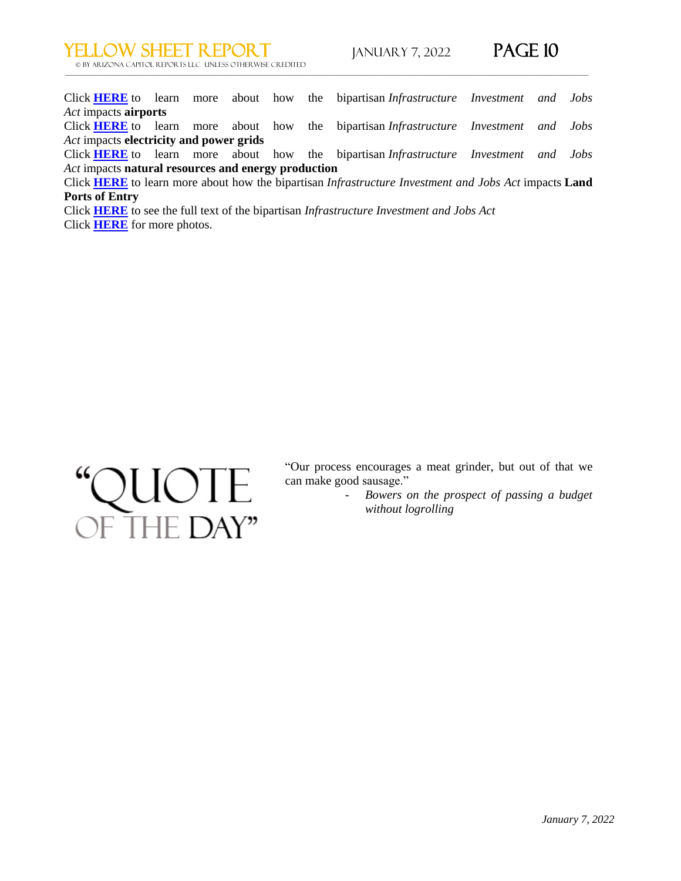Click **HERE** to learn more about how the bipartisan *Infrastructure Investment and Jobs Act* impacts **airports**
Click **HERE** to learn more about how the bipartisan *Infrastructure Investment and Jobs Act* impacts **electricity and power grids**
Click **HERE** to learn more about how the bipartisan *Infrastructure Investment and Jobs Act* impacts **natural resources and energy production**
Click **HERE** to learn more about how the bipartisan *Infrastructure Investment and Jobs Act* impacts **Land Ports of Entry**
Click **HERE** to see the full text of the bipartisan *Infrastructure Investment and Jobs Act*
Click **HERE** for more photos.

## "QUOTE OF THE DAY"

"Our process encourages a meat grinder, but out of that we can make good sausage."

- *Bowers on the prospect of passing a budget without logrolling*